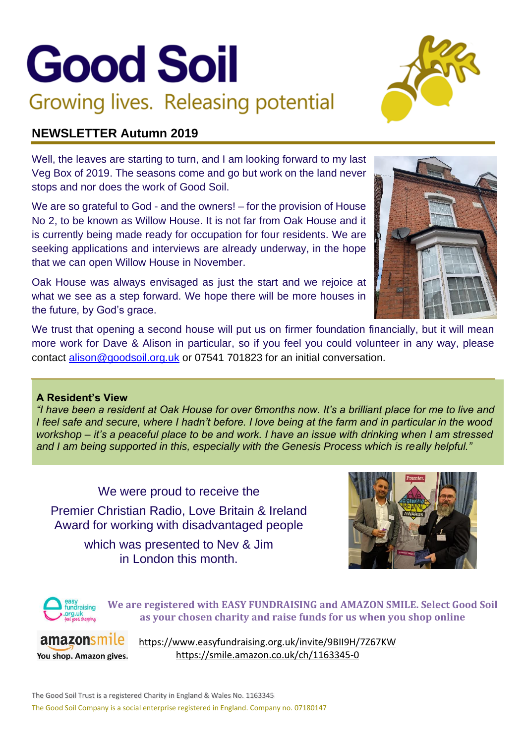# Good Soil

Growing lives. Releasing potential

## NEWSLETTER Autumn 2019

Well, the leaves are starting to turn, and I am looking forward to my last Veg Box of 2019. The seasons come and go but work on the land never stops and nor does the work of Good Soil.

We are so grateful to God - and the owners! – for the provision of House No 2, to be known as Willow House. It is not far from Oak House and it is currently being made ready for occupation for four residents. We are seeking applications and interviews are already underway, in the hope that we can open Willow House in November.

Oak House was always envisaged as just the start and we rejoice at what we see as a step forward. We hope there will be more houses in the future, by God's grace.

We trust that opening a second house will put us on firmer foundation financially, but it will mean more work for Dave & Alison in particular, so if you feel you could volunteer in any way, please contact alison@goodsoil.org.uk or 07541 701823 for an initial conversation.

### A Resident's View

*"I have been a resident at Oak House for over 6months now. It's a brilliant place for me to live and I feel safe and secure, where I hadn't before. I love being at the farm and in particular in the wood workshop – it's a peaceful place to be and work. I have an issue with drinking when I am stressed and I am being supported in this, especially with the Genesis Process which is really helpful."*

We were proud to receive the

Premier Christian Radio, Love Britain & Ireland Award for working with disadvantaged people

which was presented to Nev & Jim in London this month.

**We are registered with EASY FUNDRAISING and AMAZON SMILE. Select Good Soil as your chosen charity and raise funds for us when you shop online**

https://www.easyfundraising.org.uk/invite/9BII9H/7Z67KW

https://smile.amazon.co.uk/ch/1163345-0

The Good Soil Trust is a registered Charity in England & Wales No. 1163345

The Good Soil Company is a social enterprise registered in England. Company no. 07180147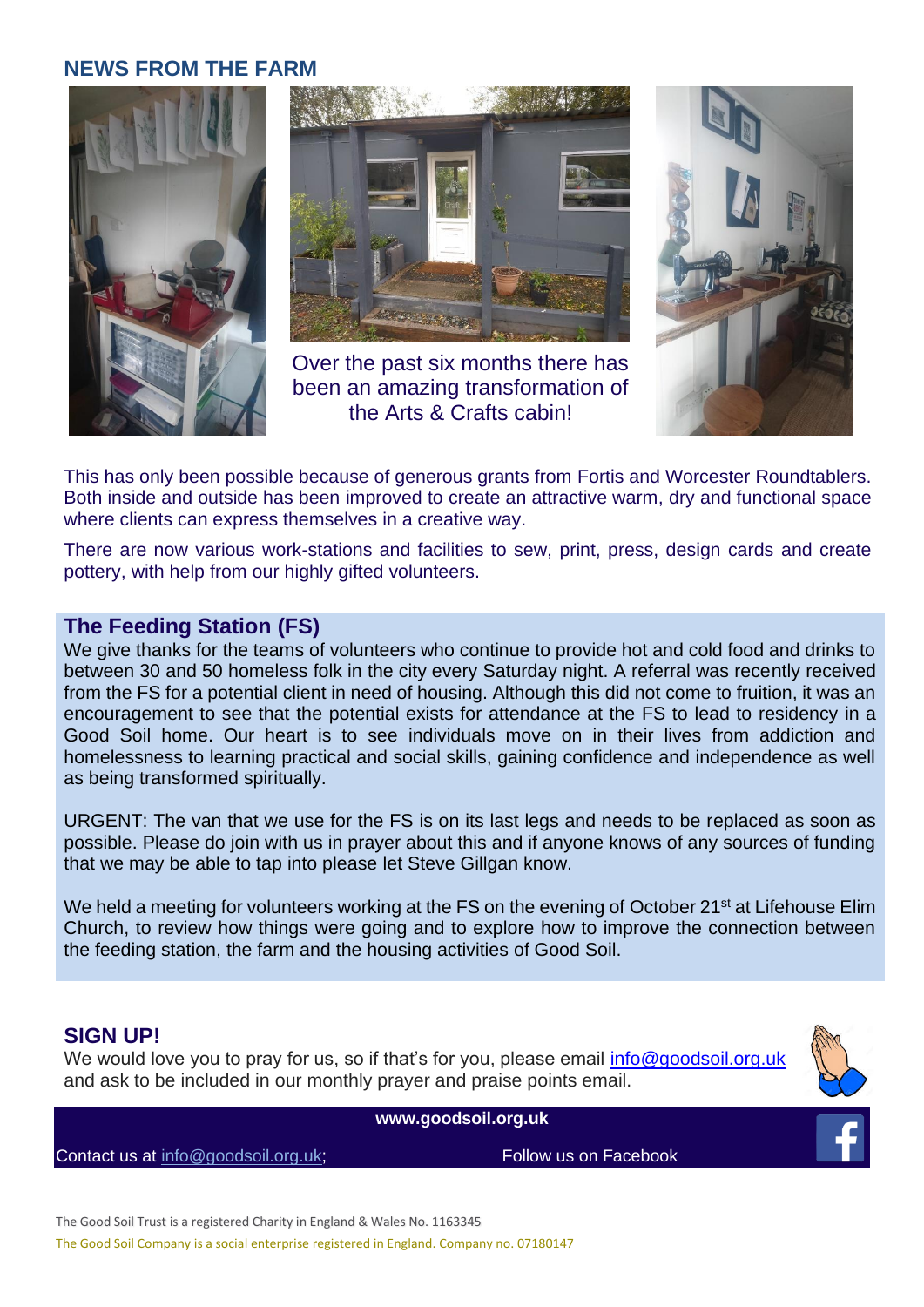## NEWS FROM THE FARM

Over the past six months there has been an amazing transformation of the Arts & Crafts cabin!

This has only been possible because of generous grants from Fortis and Worcester Roundtablers. Both inside and outside has been improved to create an attractive warm, dry and functional space where clients can express themselves in a creative way.

There are now various work-stations and facilities to sew, print, press, design cards and create pottery, with help from our highly gifted volunteers.

## The Feeding Station (FS)

We give thanks for the teams of volunteers who continue to provide hot and cold food and drinks to between 30 and 50 homeless folk in the city every Saturday night. A referral was recently received from the FS for a potential client in need of housing. Although this did not come to fruition, it was an encouragement to see that the potential exists for attendance at the FS to lead to residency in a Good Soil home. Our heart is to see individuals move on in their lives from addiction and homelessness to learning practical and social skills, gaining confidence and independence as well as being transformed spiritually.

URGENT: The van that we use for the FS is on its last legs and needs to be replaced as soon as possible. Please do join with us in prayer about this and if anyone knows of any sources of funding that we may be able to tap into please let Steve Gillgan know.

We held a meeting for volunteers working at the FS on the evening of October 21st at Lifehouse Elim Church, to review how things were going and to explore how to improve the connection between the feeding station, the farm and the housing activities of Good Soil.

## SIGN UP!

We would love you to pray for us, so if that's for you, please email info@goodsoil.org.uk and ask to be included in our monthly prayer and praise points email.

**www.goodsoil.org.uk**

Contact us at info@goodsoil.org.uk; Follow us on Facebook

The Good Soil Trust is a registered Charity in England & Wales No. 1163345

The Good Soil Company is a social enterprise registered in England. Company no. 07180147